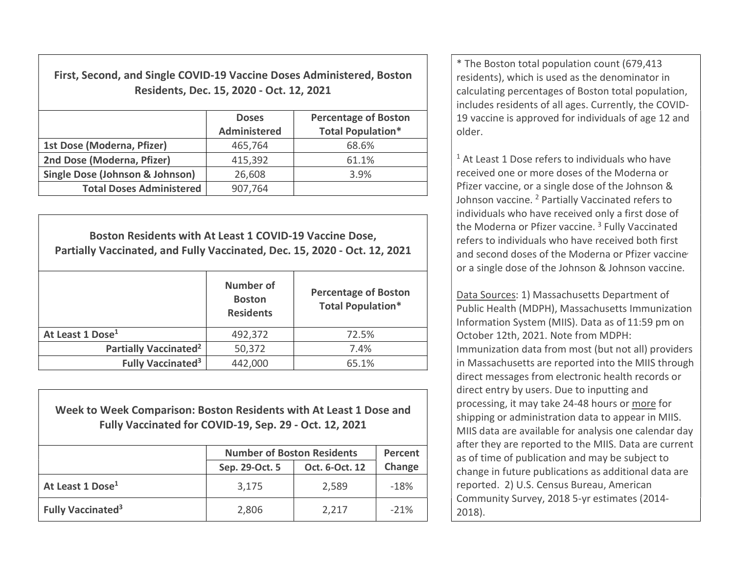### First, Second, and Single COVID-19 Vaccine Doses Administered, Boston Residents, Dec. 15, 2020 - Oct. 12, 2021

| | Doses Administered | Percentage of Boston Total Population* |
|---|---|---|
| **1st Dose (Moderna, Pfizer)** | 465,764 | 68.6% |
| **2nd Dose (Moderna, Pfizer)** | 415,392 | 61.1% |
| **Single Dose (Johnson & Johnson)** | 26,608 | 3.9% |
| **Total Doses Administered** | 907,764 | |

### Boston Residents with At Least 1 COVID-19 Vaccine Dose, Partially Vaccinated, and Fully Vaccinated, Dec. 15, 2020 - Oct. 12, 2021

| | Number of Boston Residents | Percentage of Boston Total Population* |
|---|---|---|
| **At Least 1 Dose[1]** | 492,372 | 72.5% |
| **Partially Vaccinated[2]** | 50,372 | 7.4% |
| **Fully Vaccinated[3]** | 442,000 | 65.1% |

### Week to Week Comparison: Boston Residents with At Least 1 Dose and Fully Vaccinated for COVID-19, Sep. 29 - Oct. 12, 2021

| | Number of Boston Residents | | Percent Change |
|---|---|---|---|
| | Sep. 29-Oct. 5 | Oct. 6-Oct. 12 | |
| **At Least 1 Dose[1]** | 3,175 | 2,589 | -18% |
| **Fully Vaccinated[3]** | 2,806 | 2,217 | -21% |

* The Boston total population count (679,413 residents), which is used as the denominator in calculating percentages of Boston total population, includes residents of all ages. Currently, the COVID-19 vaccine is approved for individuals of age 12 and older.

[1] At Least 1 Dose refers to individuals who have received one or more doses of the Moderna or Pfizer vaccine, or a single dose of the Johnson & Johnson vaccine. [2] Partially Vaccinated refers to individuals who have received only a first dose of the Moderna or Pfizer vaccine. [3] Fully Vaccinated refers to individuals who have received both first and second doses of the Moderna or Pfizer vaccine or a single dose of the Johnson & Johnson vaccine.

Data Sources: 1) Massachusetts Department of Public Health (MDPH), Massachusetts Immunization Information System (MIIS). Data as of 11:59 pm on October 12th, 2021. Note from MDPH: Immunization data from most (but not all) providers in Massachusetts are reported into the MIIS through direct messages from electronic health records or direct entry by users. Due to inputting and processing, it may take 24-48 hours or more for shipping or administration data to appear in MIIS. MIIS data are available for analysis one calendar day after they are reported to the MIIS. Data are current as of time of publication and may be subject to change in future publications as additional data are reported. 2) U.S. Census Bureau, American Community Survey, 2018 5-yr estimates (2014-2018).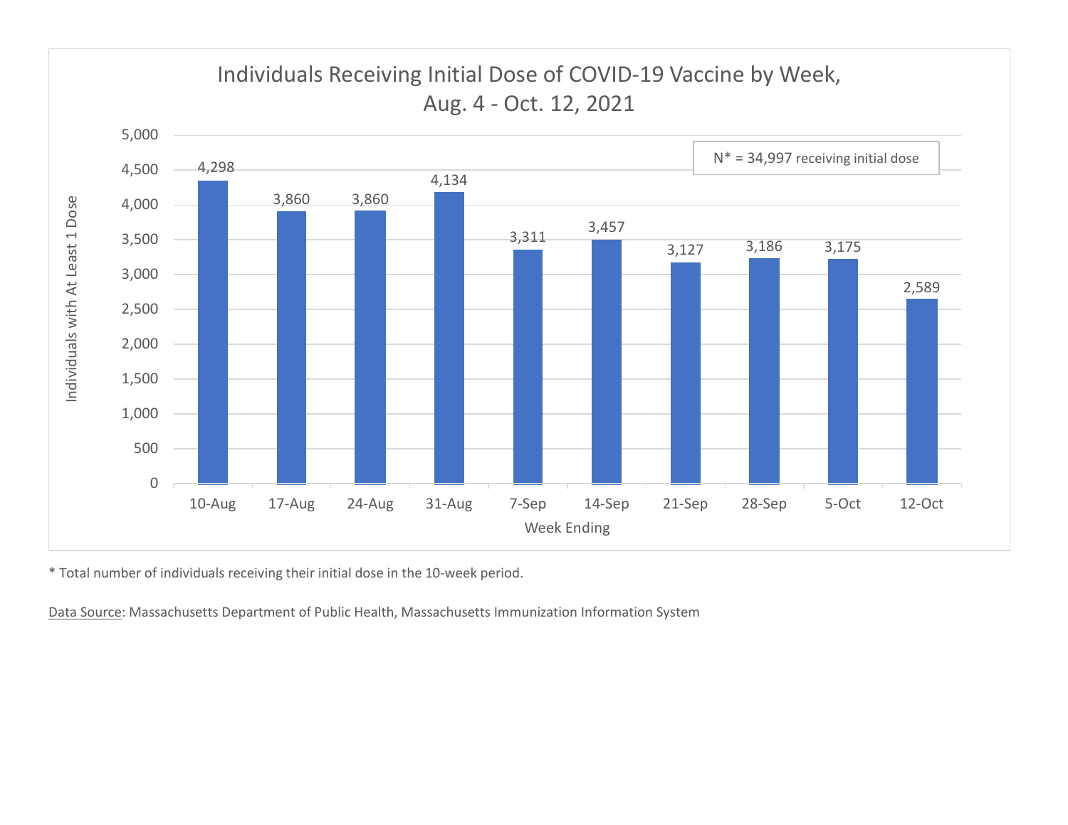## Individuals Receiving Initial Dose of COVID-19 Vaccine by Week, Aug. 4 - Oct. 12, 2021

N* = 34,997 receiving initial dose

| Week Ending | Individuals with At Least 1 Dose |
|---|---|
| 10-Aug | 4,298 |
| 17-Aug | 3,860 |
| 24-Aug | 3,860 |
| 31-Aug | 4,134 |
| 7-Sep | 3,311 |
| 14-Sep | 3,457 |
| 21-Sep | 3,127 |
| 28-Sep | 3,186 |
| 5-Oct | 3,175 |
| 12-Oct | 2,589 |

* Total number of individuals receiving their initial dose in the 10-week period.

Data Source: Massachusetts Department of Public Health, Massachusetts Immunization Information System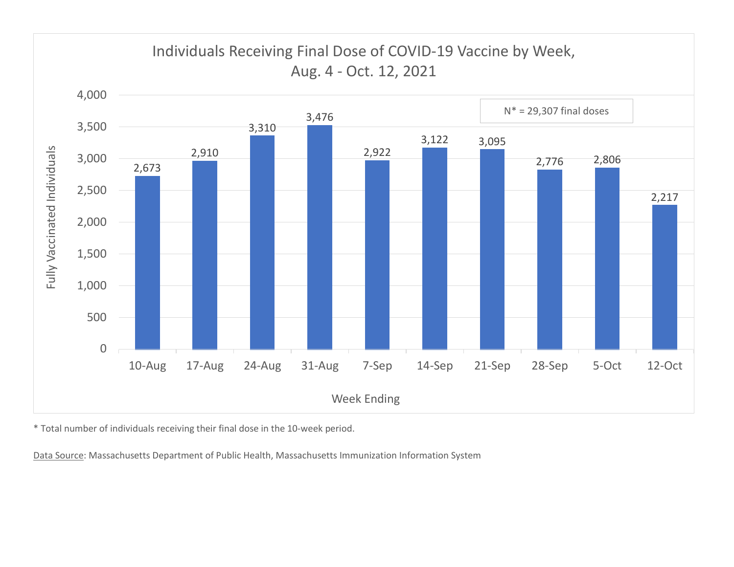## Individuals Receiving Final Dose of COVID-19 Vaccine by Week, Aug. 4 - Oct. 12, 2021

N* = 29,307 final doses

| Week Ending | Fully Vaccinated Individuals |
|---|---|
| 10-Aug | 2,673 |
| 17-Aug | 2,910 |
| 24-Aug | 3,310 |
| 31-Aug | 3,476 |
| 7-Sep | 2,922 |
| 14-Sep | 3,122 |
| 21-Sep | 3,095 |
| 28-Sep | 2,776 |
| 5-Oct | 2,806 |
| 12-Oct | 2,217 |

* Total number of individuals receiving their final dose in the 10-week period.

Data Source: Massachusetts Department of Public Health, Massachusetts Immunization Information System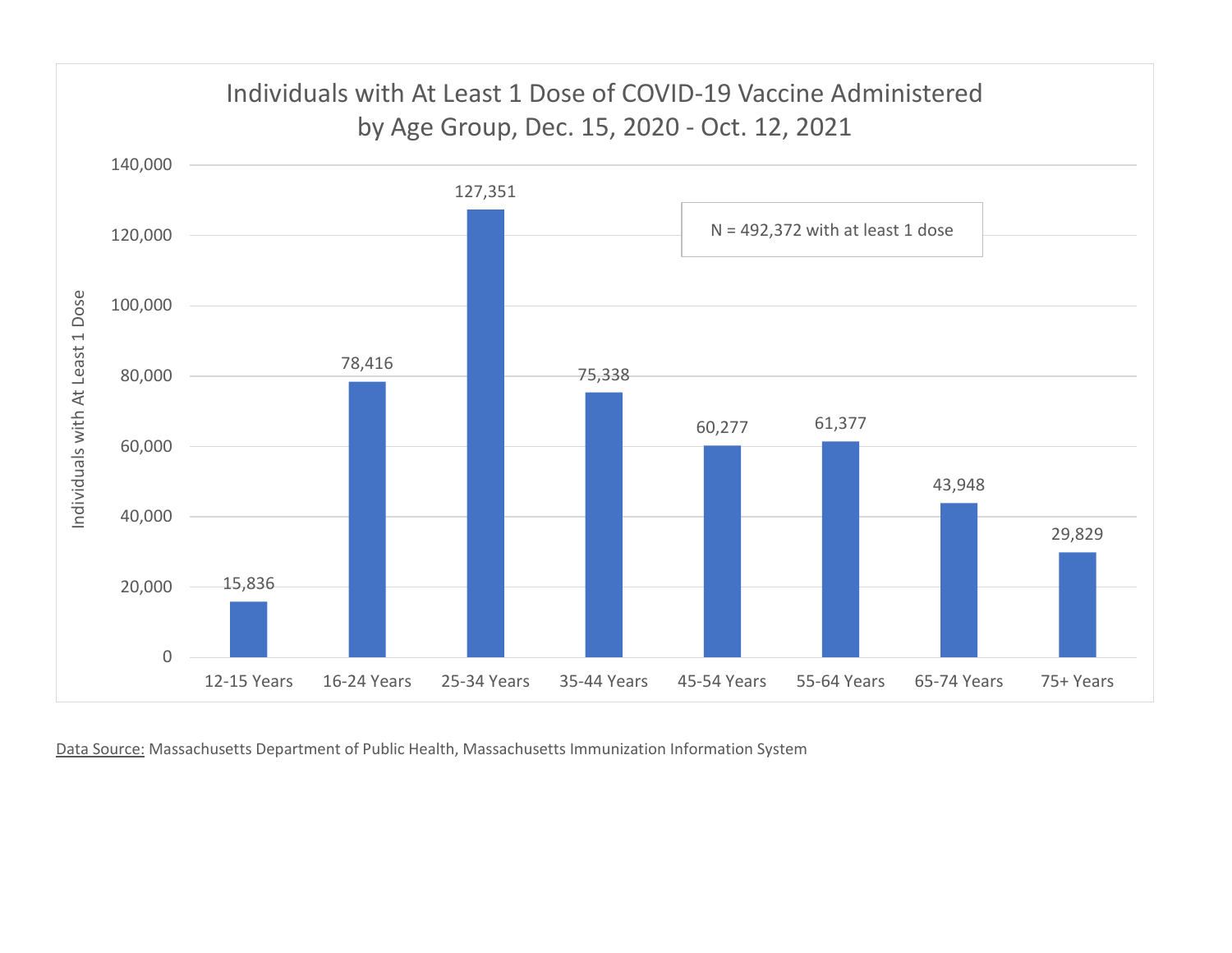## Individuals with At Least 1 Dose of COVID-19 Vaccine Administered by Age Group, Dec. 15, 2020 - Oct. 12, 2021

N = 492,372 with at least 1 dose

| Age Group | Individuals with At Least 1 Dose |
|---|---|
| 12-15 Years | 15,836 |
| 16-24 Years | 78,416 |
| 25-34 Years | 127,351 |
| 35-44 Years | 75,338 |
| 45-54 Years | 60,277 |
| 55-64 Years | 61,377 |
| 65-74 Years | 43,948 |
| 75+ Years | 29,829 |

Data Source: Massachusetts Department of Public Health, Massachusetts Immunization Information System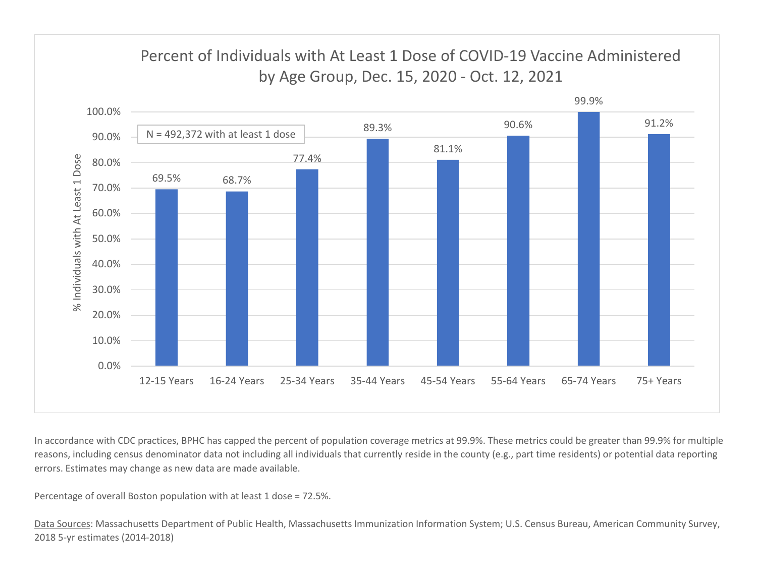## Percent of Individuals with At Least 1 Dose of COVID-19 Vaccine Administered by Age Group, Dec. 15, 2020 - Oct. 12, 2021

N = 492,372 with at least 1 dose

| Age Group | % Individuals with At Least 1 Dose |
|---|---|
| 12-15 Years | 69.5% |
| 16-24 Years | 68.7% |
| 25-34 Years | 77.4% |
| 35-44 Years | 89.3% |
| 45-54 Years | 81.1% |
| 55-64 Years | 90.6% |
| 65-74 Years | 99.9% |
| 75+ Years | 91.2% |

In accordance with CDC practices, BPHC has capped the percent of population coverage metrics at 99.9%. These metrics could be greater than 99.9% for multiple reasons, including census denominator data not including all individuals that currently reside in the county (e.g., part time residents) or potential data reporting errors. Estimates may change as new data are made available.

Percentage of overall Boston population with at least 1 dose = 72.5%.

Data Sources: Massachusetts Department of Public Health, Massachusetts Immunization Information System; U.S. Census Bureau, American Community Survey, 2018 5-yr estimates (2014-2018)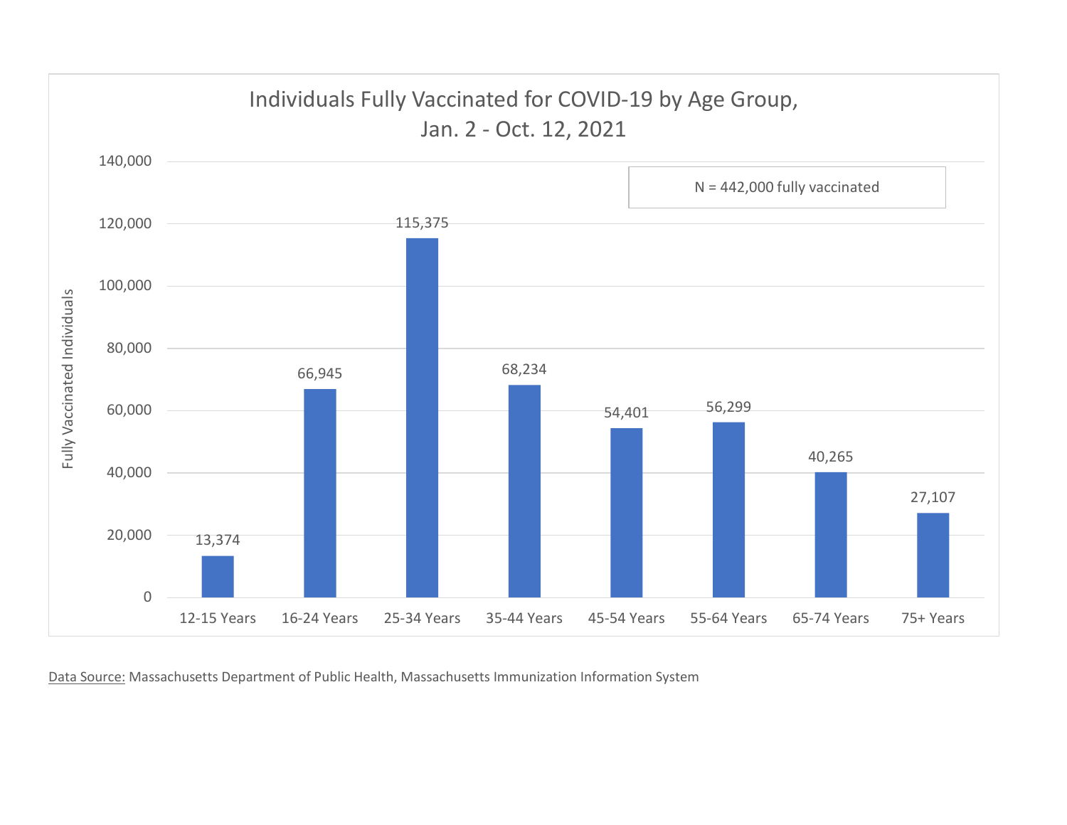## Individuals Fully Vaccinated for COVID-19 by Age Group, Jan. 2 - Oct. 12, 2021

N = 442,000 fully vaccinated

| Age Group | Fully Vaccinated Individuals |
|---|---|
| 12-15 Years | 13,374 |
| 16-24 Years | 66,945 |
| 25-34 Years | 115,375 |
| 35-44 Years | 68,234 |
| 45-54 Years | 54,401 |
| 55-64 Years | 56,299 |
| 65-74 Years | 40,265 |
| 75+ Years | 27,107 |

Data Source: Massachusetts Department of Public Health, Massachusetts Immunization Information System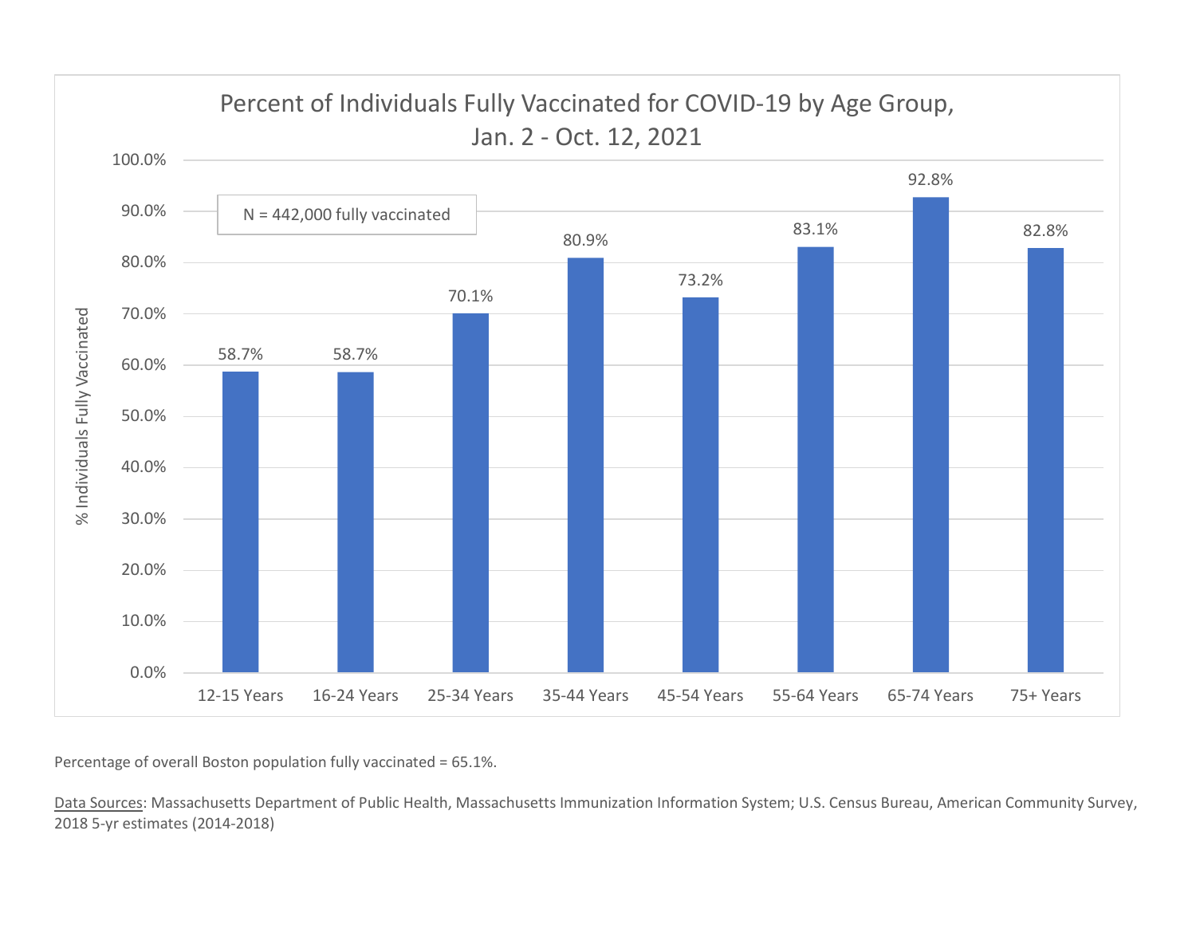## Percent of Individuals Fully Vaccinated for COVID-19 by Age Group, Jan. 2 - Oct. 12, 2021

N = 442,000 fully vaccinated

| Age Group | % Individuals Fully Vaccinated |
|---|---|
| 12-15 Years | 58.7% |
| 16-24 Years | 58.7% |
| 25-34 Years | 70.1% |
| 35-44 Years | 80.9% |
| 45-54 Years | 73.2% |
| 55-64 Years | 83.1% |
| 65-74 Years | 92.8% |
| 75+ Years | 82.8% |

Percentage of overall Boston population fully vaccinated = 65.1%.

Data Sources: Massachusetts Department of Public Health, Massachusetts Immunization Information System; U.S. Census Bureau, American Community Survey, 2018 5-yr estimates (2014-2018)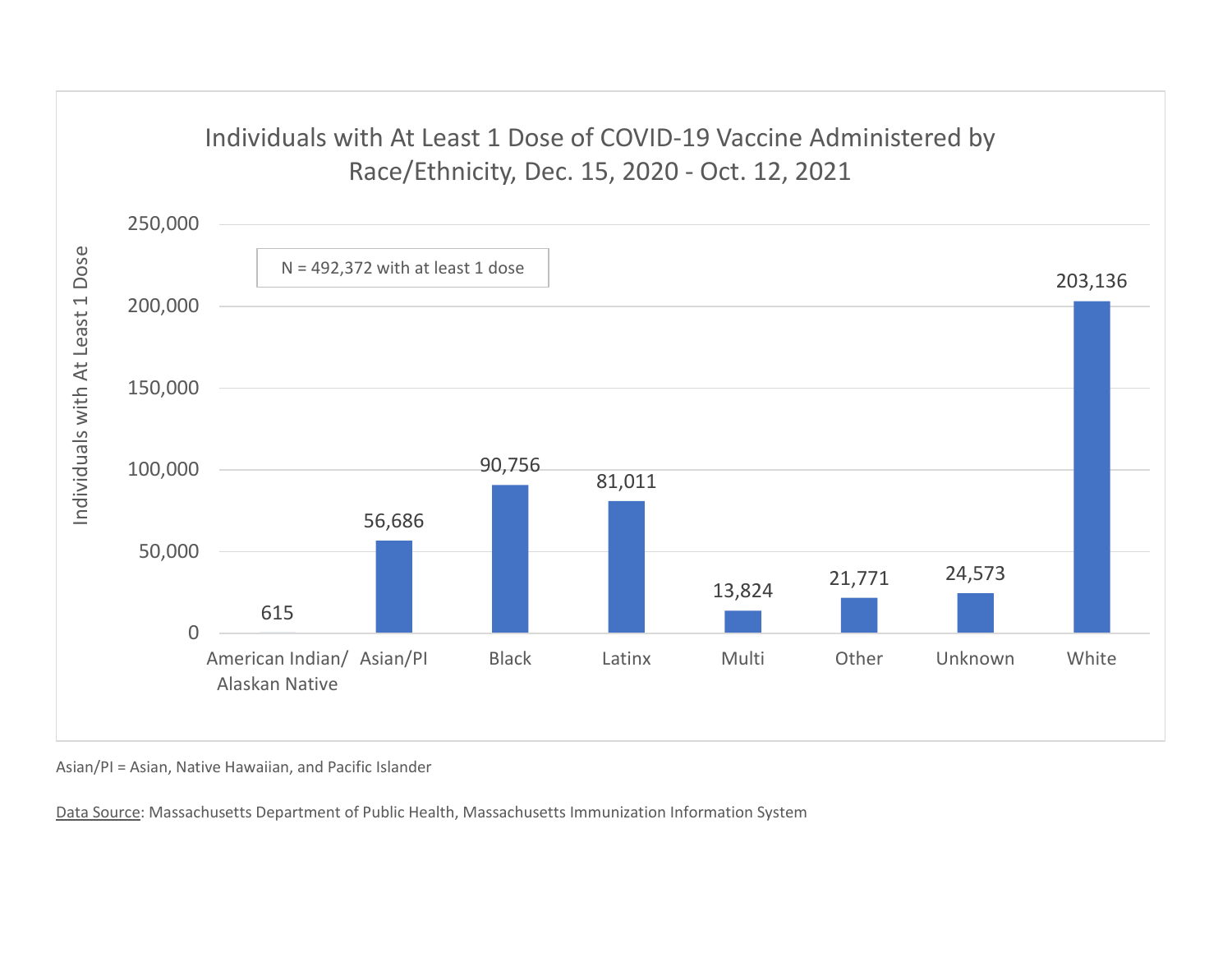## Individuals with At Least 1 Dose of COVID-19 Vaccine Administered by Race/Ethnicity, Dec. 15, 2020 - Oct. 12, 2021

N = 492,372 with at least 1 dose

| Race/Ethnicity | Individuals with At Least 1 Dose |
| --- | --- |
| American Indian/ Alaskan Native | 615 |
| Asian/PI | 56,686 |
| Black | 90,756 |
| Latinx | 81,011 |
| Multi | 13,824 |
| Other | 21,771 |
| Unknown | 24,573 |
| White | 203,136 |

Asian/PI = Asian, Native Hawaiian, and Pacific Islander

Data Source: Massachusetts Department of Public Health, Massachusetts Immunization Information System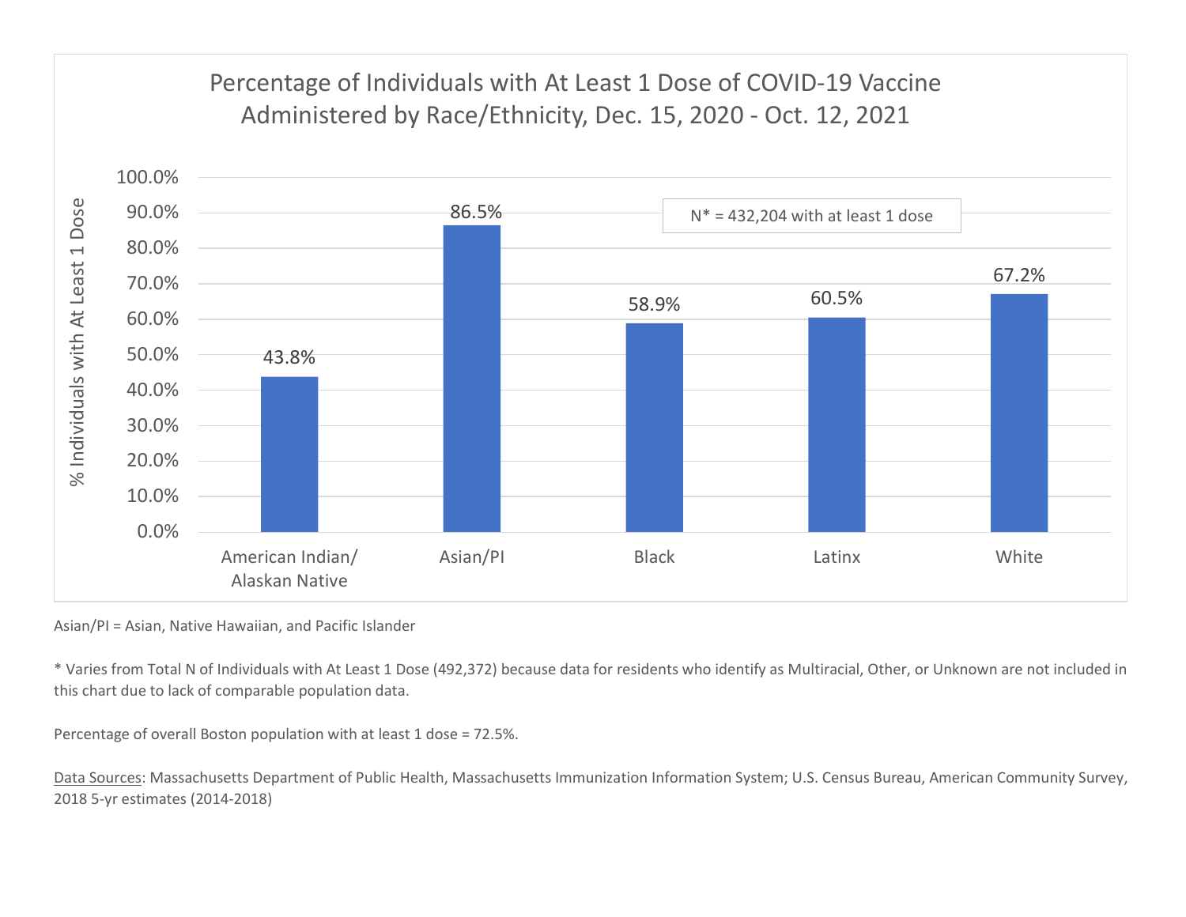## Percentage of Individuals with At Least 1 Dose of COVID-19 Vaccine Administered by Race/Ethnicity, Dec. 15, 2020 - Oct. 12, 2021

| Race/Ethnicity | % Individuals with At Least 1 Dose |
| --- | --- |
| American Indian/ Alaskan Native | 43.8% |
| Asian/PI | 86.5% |
| Black | 58.9% |
| Latinx | 60.5% |
| White | 67.2% |

N* = 432,204 with at least 1 dose

Asian/PI = Asian, Native Hawaiian, and Pacific Islander

* Varies from Total N of Individuals with At Least 1 Dose (492,372) because data for residents who identify as Multiracial, Other, or Unknown are not included in this chart due to lack of comparable population data.

Percentage of overall Boston population with at least 1 dose = 72.5%.

Data Sources: Massachusetts Department of Public Health, Massachusetts Immunization Information System; U.S. Census Bureau, American Community Survey, 2018 5-yr estimates (2014-2018)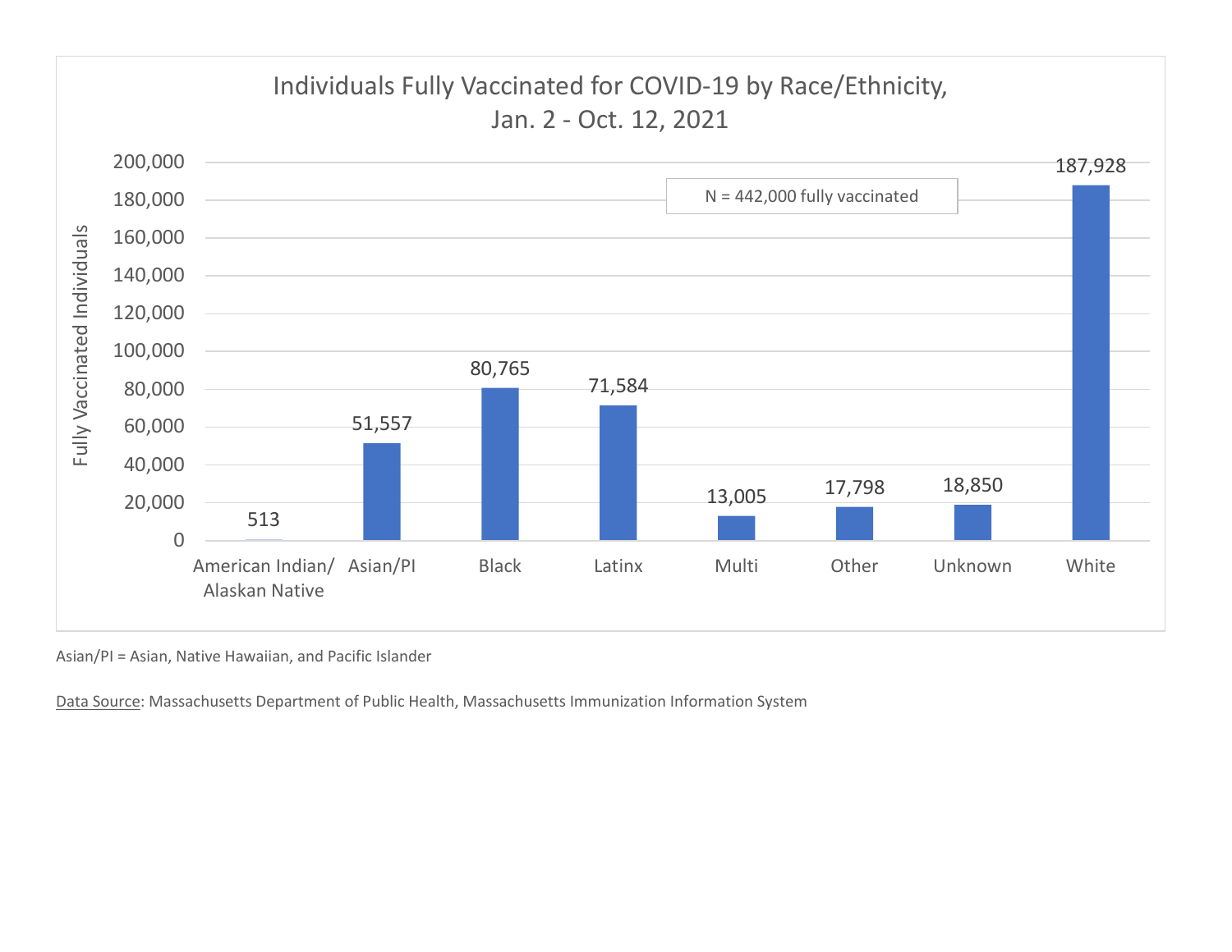## Individuals Fully Vaccinated for COVID-19 by Race/Ethnicity, Jan. 2 - Oct. 12, 2021

N = 442,000 fully vaccinated

| Race/Ethnicity | Fully Vaccinated Individuals |
|---|---|
| American Indian/ Alaskan Native | 513 |
| Asian/PI | 51,557 |
| Black | 80,765 |
| Latinx | 71,584 |
| Multi | 13,005 |
| Other | 17,798 |
| Unknown | 18,850 |
| White | 187,928 |

Asian/PI = Asian, Native Hawaiian, and Pacific Islander

Data Source: Massachusetts Department of Public Health, Massachusetts Immunization Information System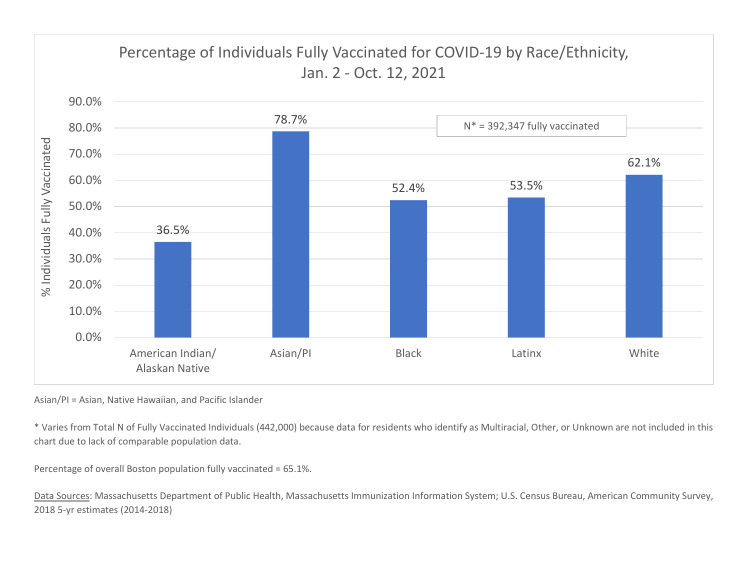## Percentage of Individuals Fully Vaccinated for COVID-19 by Race/Ethnicity, Jan. 2 - Oct. 12, 2021

N* = 392,347 fully vaccinated

| Race/Ethnicity | % Individuals Fully Vaccinated |
| --- | --- |
| American Indian/ Alaskan Native | 36.5% |
| Asian/PI | 78.7% |
| Black | 52.4% |
| Latinx | 53.5% |
| White | 62.1% |

Asian/PI = Asian, Native Hawaiian, and Pacific Islander

* Varies from Total N of Fully Vaccinated Individuals (442,000) because data for residents who identify as Multiracial, Other, or Unknown are not included in this chart due to lack of comparable population data.

Percentage of overall Boston population fully vaccinated = 65.1%.

Data Sources: Massachusetts Department of Public Health, Massachusetts Immunization Information System; U.S. Census Bureau, American Community Survey, 2018 5-yr estimates (2014-2018)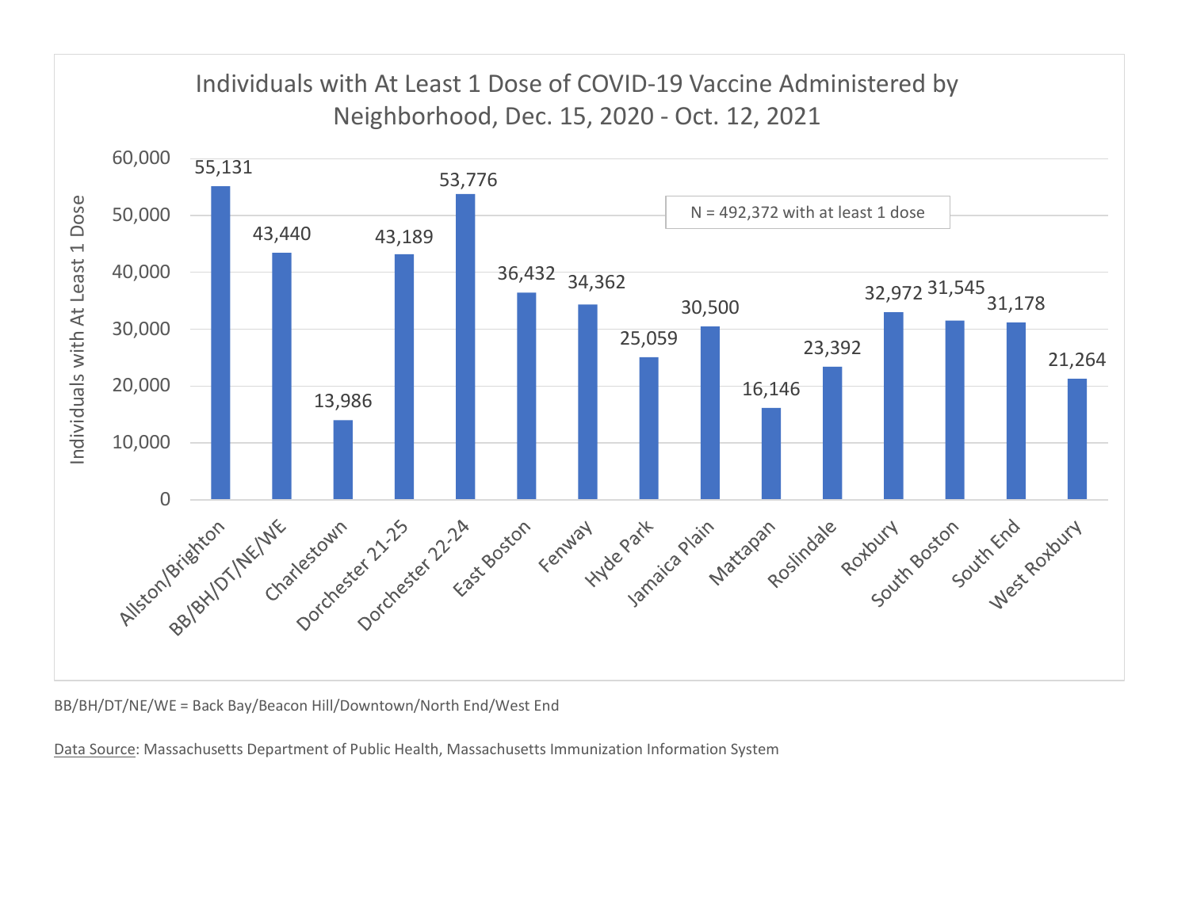## Individuals with At Least 1 Dose of COVID-19 Vaccine Administered by Neighborhood, Dec. 15, 2020 - Oct. 12, 2021

N = 492,372 with at least 1 dose

| Neighborhood | Individuals with At Least 1 Dose |
|---|---|
| Allston/Brighton | 55,131 |
| BB/BH/DT/NE/WE | 43,440 |
| Charlestown | 13,986 |
| Dorchester 21-25 | 43,189 |
| Dorchester 22-24 | 53,776 |
| East Boston | 36,432 |
| Fenway | 34,362 |
| Hyde Park | 25,059 |
| Jamaica Plain | 30,500 |
| Mattapan | 16,146 |
| Roslindale | 23,392 |
| Roxbury | 32,972 |
| South Boston | 31,545 |
| South End | 31,178 |
| West Roxbury | 21,264 |

BB/BH/DT/NE/WE = Back Bay/Beacon Hill/Downtown/North End/West End

Data Source: Massachusetts Department of Public Health, Massachusetts Immunization Information System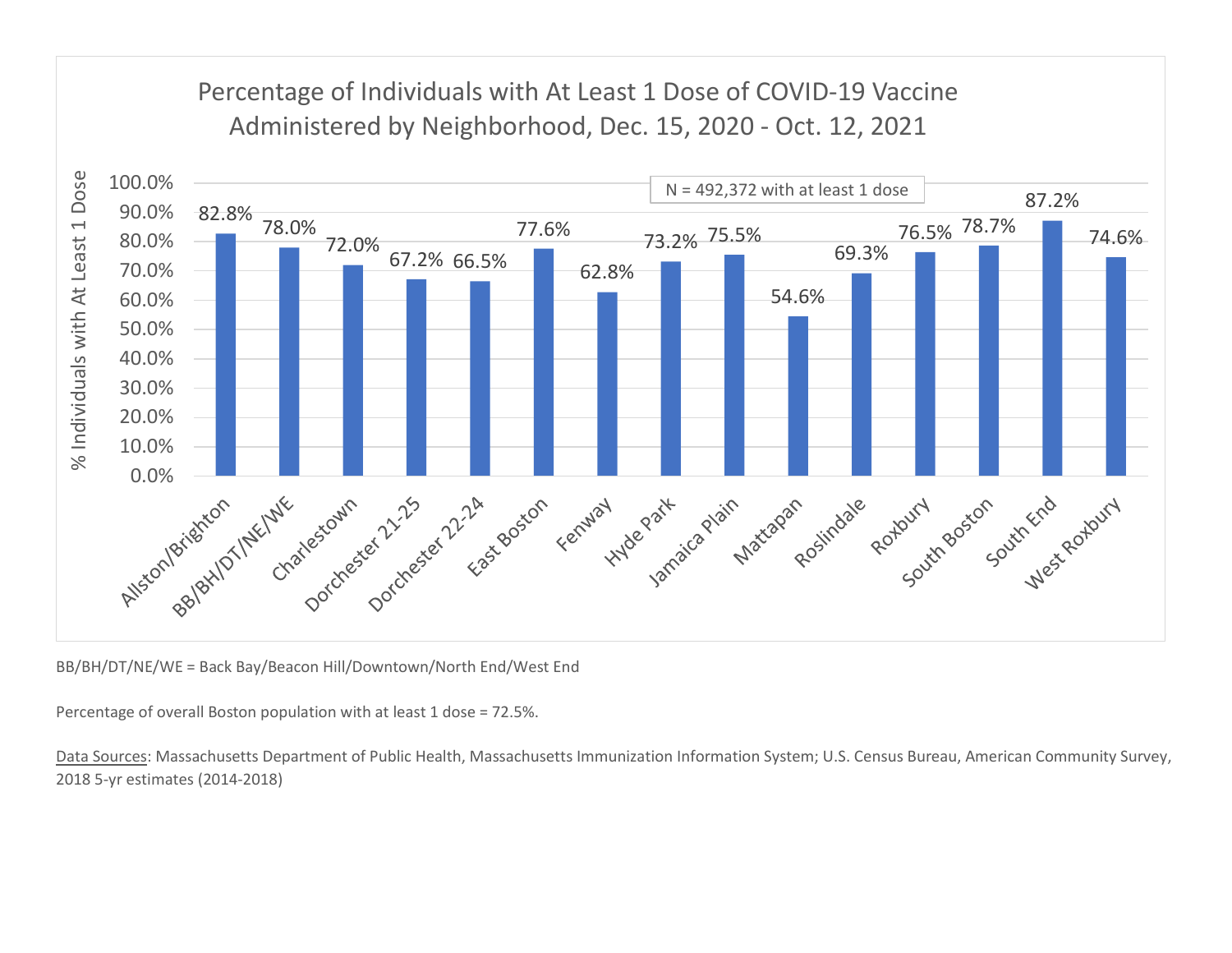## Percentage of Individuals with At Least 1 Dose of COVID-19 Vaccine Administered by Neighborhood, Dec. 15, 2020 - Oct. 12, 2021

N = 492,372 with at least 1 dose

| Neighborhood | % Individuals with At Least 1 Dose |
|---|---|
| Allston/Brighton | 82.8% |
| BB/BH/DT/NE/WE | 78.0% |
| Charlestown | 72.0% |
| Dorchester 21-25 | 67.2% |
| Dorchester 22-24 | 66.5% |
| East Boston | 77.6% |
| Fenway | 62.8% |
| Hyde Park | 73.2% |
| Jamaica Plain | 75.5% |
| Mattapan | 54.6% |
| Roslindale | 69.3% |
| Roxbury | 76.5% |
| South Boston | 78.7% |
| South End | 87.2% |
| West Roxbury | 74.6% |

BB/BH/DT/NE/WE = Back Bay/Beacon Hill/Downtown/North End/West End

Percentage of overall Boston population with at least 1 dose = 72.5%.

Data Sources: Massachusetts Department of Public Health, Massachusetts Immunization Information System; U.S. Census Bureau, American Community Survey, 2018 5-yr estimates (2014-2018)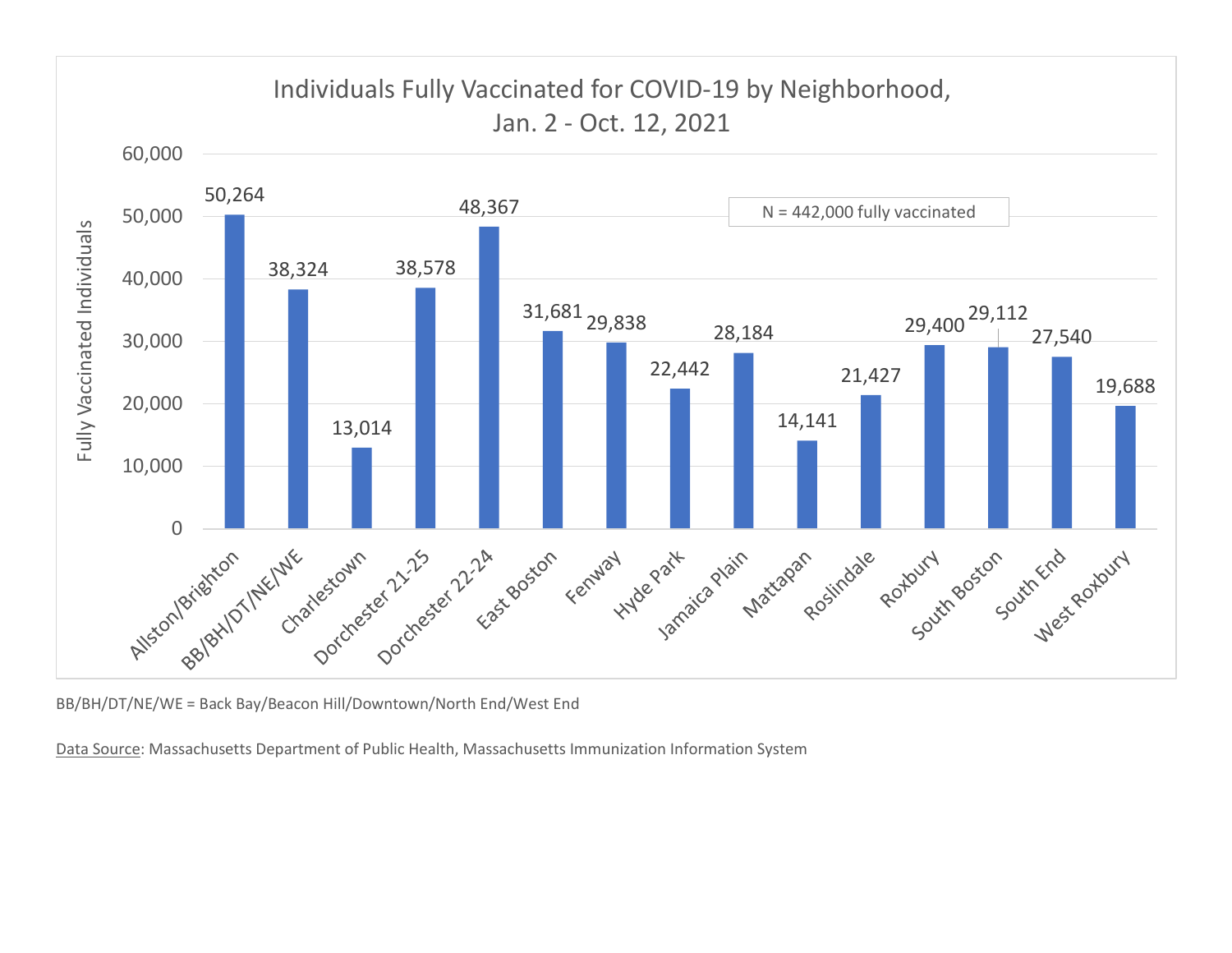## Individuals Fully Vaccinated for COVID-19 by Neighborhood, Jan. 2 - Oct. 12, 2021

N = 442,000 fully vaccinated

| Neighborhood | Fully Vaccinated Individuals |
|---|---|
| Allston/Brighton | 50,264 |
| BB/BH/DT/NE/WE | 38,324 |
| Charlestown | 13,014 |
| Dorchester 21-25 | 38,578 |
| Dorchester 22-24 | 48,367 |
| East Boston | 31,681 |
| Fenway | 29,838 |
| Hyde Park | 22,442 |
| Jamaica Plain | 28,184 |
| Mattapan | 14,141 |
| Roslindale | 21,427 |
| Roxbury | 29,400 |
| South Boston | 29,112 |
| South End | 27,540 |
| West Roxbury | 19,688 |

BB/BH/DT/NE/WE = Back Bay/Beacon Hill/Downtown/North End/West End

Data Source: Massachusetts Department of Public Health, Massachusetts Immunization Information System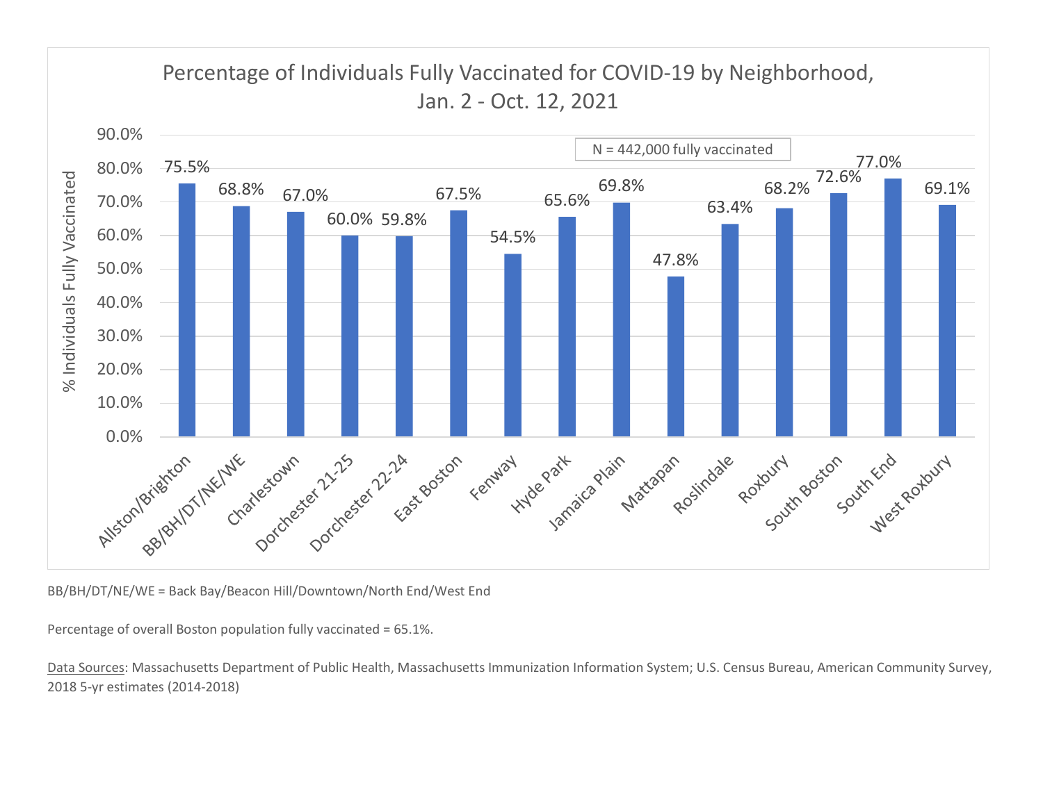## Percentage of Individuals Fully Vaccinated for COVID-19 by Neighborhood, Jan. 2 - Oct. 12, 2021

N = 442,000 fully vaccinated

| Neighborhood | % Individuals Fully Vaccinated |
|---|---|
| Allston/Brighton | 75.5% |
| BB/BH/DT/NE/WE | 68.8% |
| Charlestown | 67.0% |
| Dorchester 21-25 | 60.0% |
| Dorchester 22-24 | 59.8% |
| East Boston | 67.5% |
| Fenway | 54.5% |
| Hyde Park | 65.6% |
| Jamaica Plain | 69.8% |
| Mattapan | 47.8% |
| Roslindale | 63.4% |
| Roxbury | 68.2% |
| South Boston | 72.6% |
| South End | 77.0% |
| West Roxbury | 69.1% |

BB/BH/DT/NE/WE = Back Bay/Beacon Hill/Downtown/North End/West End

Percentage of overall Boston population fully vaccinated = 65.1%.

Data Sources: Massachusetts Department of Public Health, Massachusetts Immunization Information System; U.S. Census Bureau, American Community Survey, 2018 5-yr estimates (2014-2018)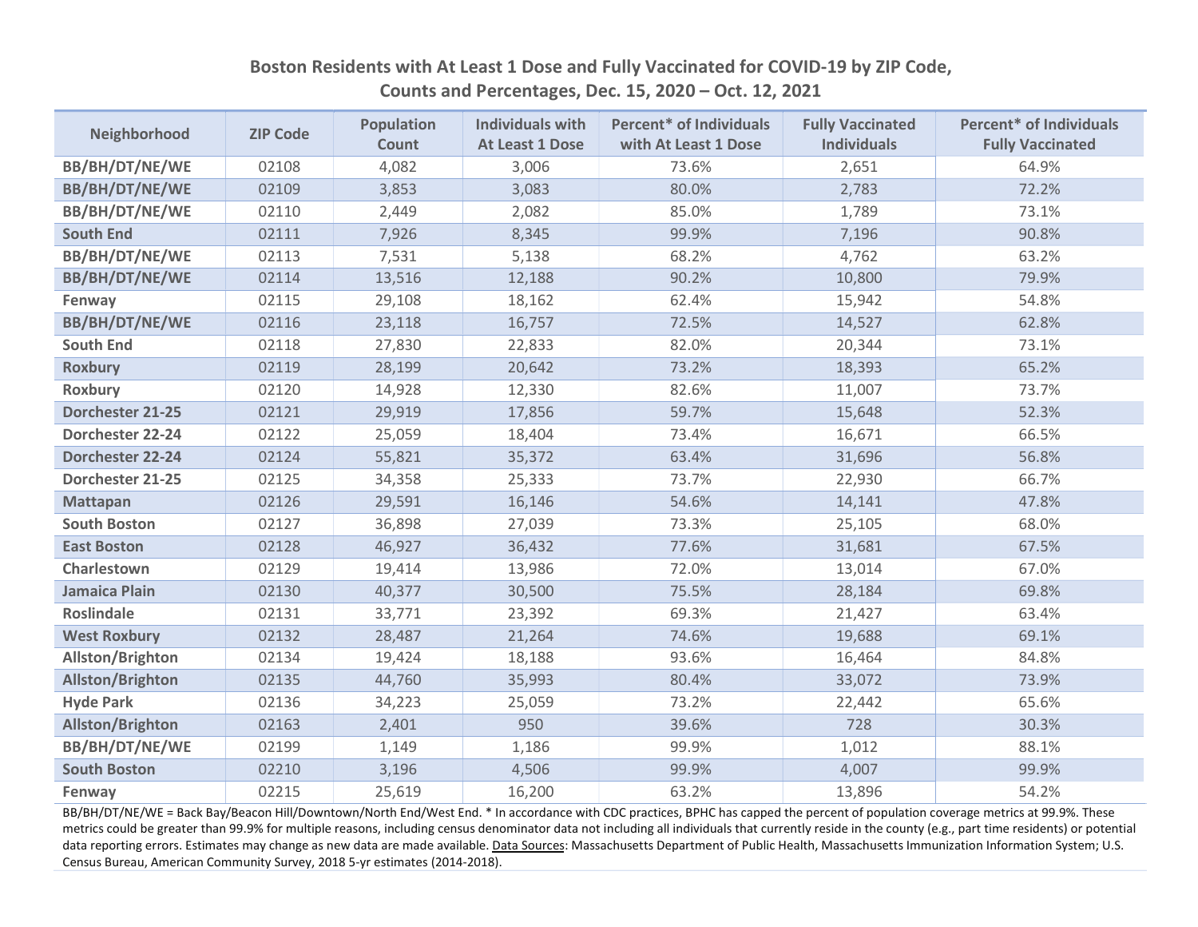## Boston Residents with At Least 1 Dose and Fully Vaccinated for COVID-19 by ZIP Code, Counts and Percentages, Dec. 15, 2020 – Oct. 12, 2021

| Neighborhood | ZIP Code | Population Count | Individuals with At Least 1 Dose | Percent* of Individuals with At Least 1 Dose | Fully Vaccinated Individuals | Percent* of Individuals Fully Vaccinated |
|---|---|---|---|---|---|---|
| **BB/BH/DT/NE/WE** | 02108 | 4,082 | 3,006 | 73.6% | 2,651 | 64.9% |
| **BB/BH/DT/NE/WE** | 02109 | 3,853 | 3,083 | 80.0% | 2,783 | 72.2% |
| **BB/BH/DT/NE/WE** | 02110 | 2,449 | 2,082 | 85.0% | 1,789 | 73.1% |
| **South End** | 02111 | 7,926 | 8,345 | 99.9% | 7,196 | 90.8% |
| **BB/BH/DT/NE/WE** | 02113 | 7,531 | 5,138 | 68.2% | 4,762 | 63.2% |
| **BB/BH/DT/NE/WE** | 02114 | 13,516 | 12,188 | 90.2% | 10,800 | 79.9% |
| **Fenway** | 02115 | 29,108 | 18,162 | 62.4% | 15,942 | 54.8% |
| **BB/BH/DT/NE/WE** | 02116 | 23,118 | 16,757 | 72.5% | 14,527 | 62.8% |
| **South End** | 02118 | 27,830 | 22,833 | 82.0% | 20,344 | 73.1% |
| **Roxbury** | 02119 | 28,199 | 20,642 | 73.2% | 18,393 | 65.2% |
| **Roxbury** | 02120 | 14,928 | 12,330 | 82.6% | 11,007 | 73.7% |
| **Dorchester 21-25** | 02121 | 29,919 | 17,856 | 59.7% | 15,648 | 52.3% |
| **Dorchester 22-24** | 02122 | 25,059 | 18,404 | 73.4% | 16,671 | 66.5% |
| **Dorchester 22-24** | 02124 | 55,821 | 35,372 | 63.4% | 31,696 | 56.8% |
| **Dorchester 21-25** | 02125 | 34,358 | 25,333 | 73.7% | 22,930 | 66.7% |
| **Mattapan** | 02126 | 29,591 | 16,146 | 54.6% | 14,141 | 47.8% |
| **South Boston** | 02127 | 36,898 | 27,039 | 73.3% | 25,105 | 68.0% |
| **East Boston** | 02128 | 46,927 | 36,432 | 77.6% | 31,681 | 67.5% |
| **Charlestown** | 02129 | 19,414 | 13,986 | 72.0% | 13,014 | 67.0% |
| **Jamaica Plain** | 02130 | 40,377 | 30,500 | 75.5% | 28,184 | 69.8% |
| **Roslindale** | 02131 | 33,771 | 23,392 | 69.3% | 21,427 | 63.4% |
| **West Roxbury** | 02132 | 28,487 | 21,264 | 74.6% | 19,688 | 69.1% |
| **Allston/Brighton** | 02134 | 19,424 | 18,188 | 93.6% | 16,464 | 84.8% |
| **Allston/Brighton** | 02135 | 44,760 | 35,993 | 80.4% | 33,072 | 73.9% |
| **Hyde Park** | 02136 | 34,223 | 25,059 | 73.2% | 22,442 | 65.6% |
| **Allston/Brighton** | 02163 | 2,401 | 950 | 39.6% | 728 | 30.3% |
| **BB/BH/DT/NE/WE** | 02199 | 1,149 | 1,186 | 99.9% | 1,012 | 88.1% |
| **South Boston** | 02210 | 3,196 | 4,506 | 99.9% | 4,007 | 99.9% |
| **Fenway** | 02215 | 25,619 | 16,200 | 63.2% | 13,896 | 54.2% |

BB/BH/DT/NE/WE = Back Bay/Beacon Hill/Downtown/North End/West End. * In accordance with CDC practices, BPHC has capped the percent of population coverage metrics at 99.9%. These metrics could be greater than 99.9% for multiple reasons, including census denominator data not including all individuals that currently reside in the county (e.g., part time residents) or potential data reporting errors. Estimates may change as new data are made available. Data Sources: Massachusetts Department of Public Health, Massachusetts Immunization Information System; U.S. Census Bureau, American Community Survey, 2018 5-yr estimates (2014-2018).